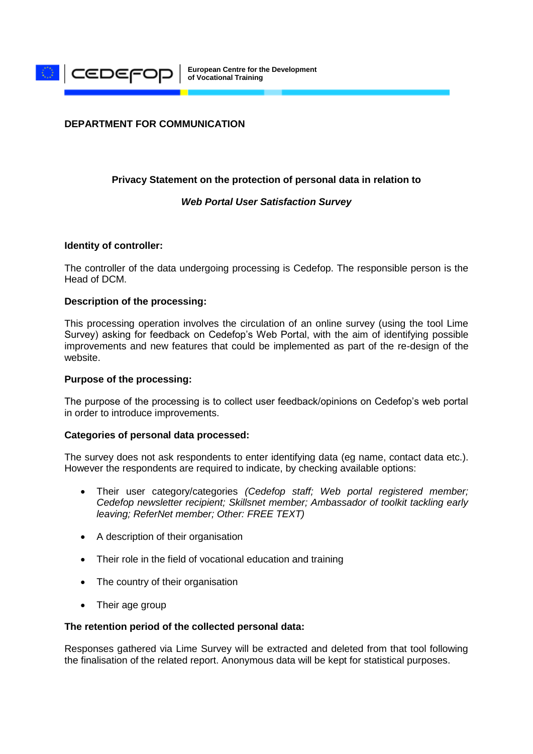European Centre for the Development of Vocational Training

**DEPARTMENT FOR COMMUNICATION**

**Privacy Statement on the protection of personal data in relation to**

***Web Portal User Satisfaction Survey***

**Identity of controller:**

The controller of the data undergoing processing is Cedefop. The responsible person is the Head of DCM.

**Description of the processing:**

This processing operation involves the circulation of an online survey (using the tool Lime Survey) asking for feedback on Cedefop's Web Portal, with the aim of identifying possible improvements and new features that could be implemented as part of the re-design of the website.

**Purpose of the processing:**

The purpose of the processing is to collect user feedback/opinions on Cedefop's web portal in order to introduce improvements.

**Categories of personal data processed:**

The survey does not ask respondents to enter identifying data (eg name, contact data etc.). However the respondents are required to indicate, by checking available options:

- Their user category/categories *(Cedefop staff; Web portal registered member; Cedefop newsletter recipient; Skillsnet member; Ambassador of toolkit tackling early leaving; ReferNet member; Other: FREE TEXT)*
- A description of their organisation
- Their role in the field of vocational education and training
- The country of their organisation
- Their age group

**The retention period of the collected personal data:**

Responses gathered via Lime Survey will be extracted and deleted from that tool following the finalisation of the related report. Anonymous data will be kept for statistical purposes.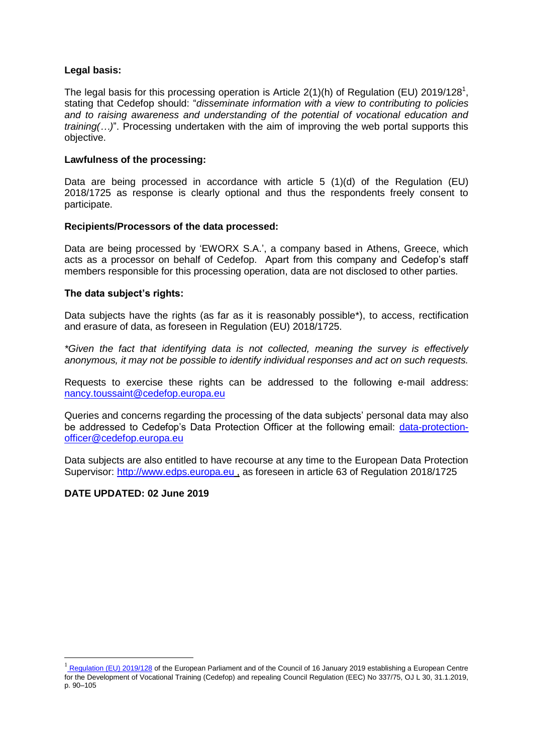**Legal basis:**

The legal basis for this processing operation is Article 2(1)(h) of Regulation (EU) 2019/128[1], stating that Cedefop should: "*disseminate information with a view to contributing to policies and to raising awareness and understanding of the potential of vocational education and training(…)*". Processing undertaken with the aim of improving the web portal supports this objective.

**Lawfulness of the processing:**

Data are being processed in accordance with article 5 (1)(d) of the Regulation (EU) 2018/1725 as response is clearly optional and thus the respondents freely consent to participate.

**Recipients/Processors of the data processed:**

Data are being processed by 'EWORX S.A.', a company based in Athens, Greece, which acts as a processor on behalf of Cedefop. Apart from this company and Cedefop's staff members responsible for this processing operation, data are not disclosed to other parties.

**The data subject's rights:**

Data subjects have the rights (as far as it is reasonably possible*), to access, rectification and erasure of data, as foreseen in Regulation (EU) 2018/1725.

*\*Given the fact that identifying data is not collected, meaning the survey is effectively anonymous, it may not be possible to identify individual responses and act on such requests.*

Requests to exercise these rights can be addressed to the following e-mail address: nancy.toussaint@cedefop.europa.eu

Queries and concerns regarding the processing of the data subjects' personal data may also be addressed to Cedefop's Data Protection Officer at the following email: data-protection-officer@cedefop.europa.eu

Data subjects are also entitled to have recourse at any time to the European Data Protection Supervisor: http://www.edps.europa.eu , as foreseen in article 63 of Regulation 2018/1725

**DATE UPDATED: 02 June 2019**

---

[1] Regulation (EU) 2019/128 of the European Parliament and of the Council of 16 January 2019 establishing a European Centre for the Development of Vocational Training (Cedefop) and repealing Council Regulation (EEC) No 337/75, OJ L 30, 31.1.2019, p. 90–105